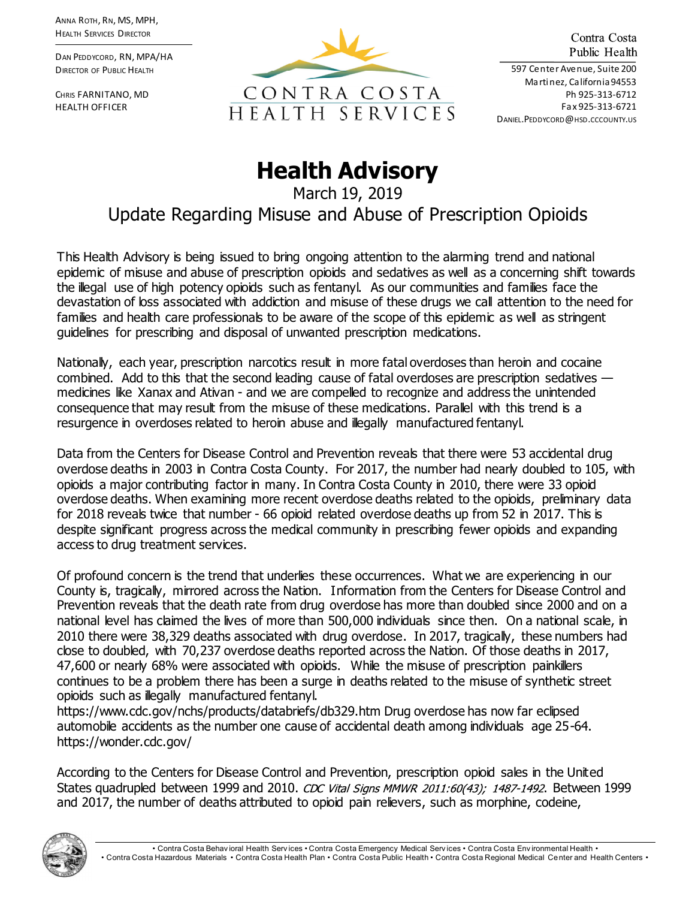Anna Roth, RN, MS, MPH,
Health Services Director

Dan Peddycord, RN, MPA/HA
Director of Public Health

Chris Farnitano, MD
Health Officer

CONTRA COSTA
HEALTH SERVICES

Contra Costa
Public Health

597 Center Avenue, Suite 200
Martinez, California 94553
Ph 925-313-6712
Fax 925-313-6721
Daniel.Peddycord@hsd.cccounty.us

# Health Advisory

March 19, 2019

## Update Regarding Misuse and Abuse of Prescription Opioids

This Health Advisory is being issued to bring ongoing attention to the alarming trend and national epidemic of misuse and abuse of prescription opioids and sedatives as well as a concerning shift towards the illegal use of high potency opioids such as fentanyl. As our communities and families face the devastation of loss associated with addiction and misuse of these drugs we call attention to the need for families and health care professionals to be aware of the scope of this epidemic as well as stringent guidelines for prescribing and disposal of unwanted prescription medications.

Nationally, each year, prescription narcotics result in more fatal overdoses than heroin and cocaine combined. Add to this that the second leading cause of fatal overdoses are prescription sedatives — medicines like Xanax and Ativan - and we are compelled to recognize and address the unintended consequence that may result from the misuse of these medications. Parallel with this trend is a resurgence in overdoses related to heroin abuse and illegally manufactured fentanyl.

Data from the Centers for Disease Control and Prevention reveals that there were 53 accidental drug overdose deaths in 2003 in Contra Costa County. For 2017, the number had nearly doubled to 105, with opioids a major contributing factor in many. In Contra Costa County in 2010, there were 33 opioid overdose deaths. When examining more recent overdose deaths related to the opioids, preliminary data for 2018 reveals twice that number - 66 opioid related overdose deaths up from 52 in 2017. This is despite significant progress across the medical community in prescribing fewer opioids and expanding access to drug treatment services.

Of profound concern is the trend that underlies these occurrences. What we are experiencing in our County is, tragically, mirrored across the Nation. Information from the Centers for Disease Control and Prevention reveals that the death rate from drug overdose has more than doubled since 2000 and on a national level has claimed the lives of more than 500,000 individuals since then. On a national scale, in 2010 there were 38,329 deaths associated with drug overdose. In 2017, tragically, these numbers had close to doubled, with 70,237 overdose deaths reported across the Nation. Of those deaths in 2017, 47,600 or nearly 68% were associated with opioids. While the misuse of prescription painkillers continues to be a problem there has been a surge in deaths related to the misuse of synthetic street opioids such as illegally manufactured fentanyl.
https://www.cdc.gov/nchs/products/databriefs/db329.htm Drug overdose has now far eclipsed automobile accidents as the number one cause of accidental death among individuals age 25-64.
https://wonder.cdc.gov/

According to the Centers for Disease Control and Prevention, prescription opioid sales in the United States quadrupled between 1999 and 2010. *CDC Vital Signs MMWR 2011:60(43); 1487-1492*. Between 1999 and 2017, the number of deaths attributed to opioid pain relievers, such as morphine, codeine,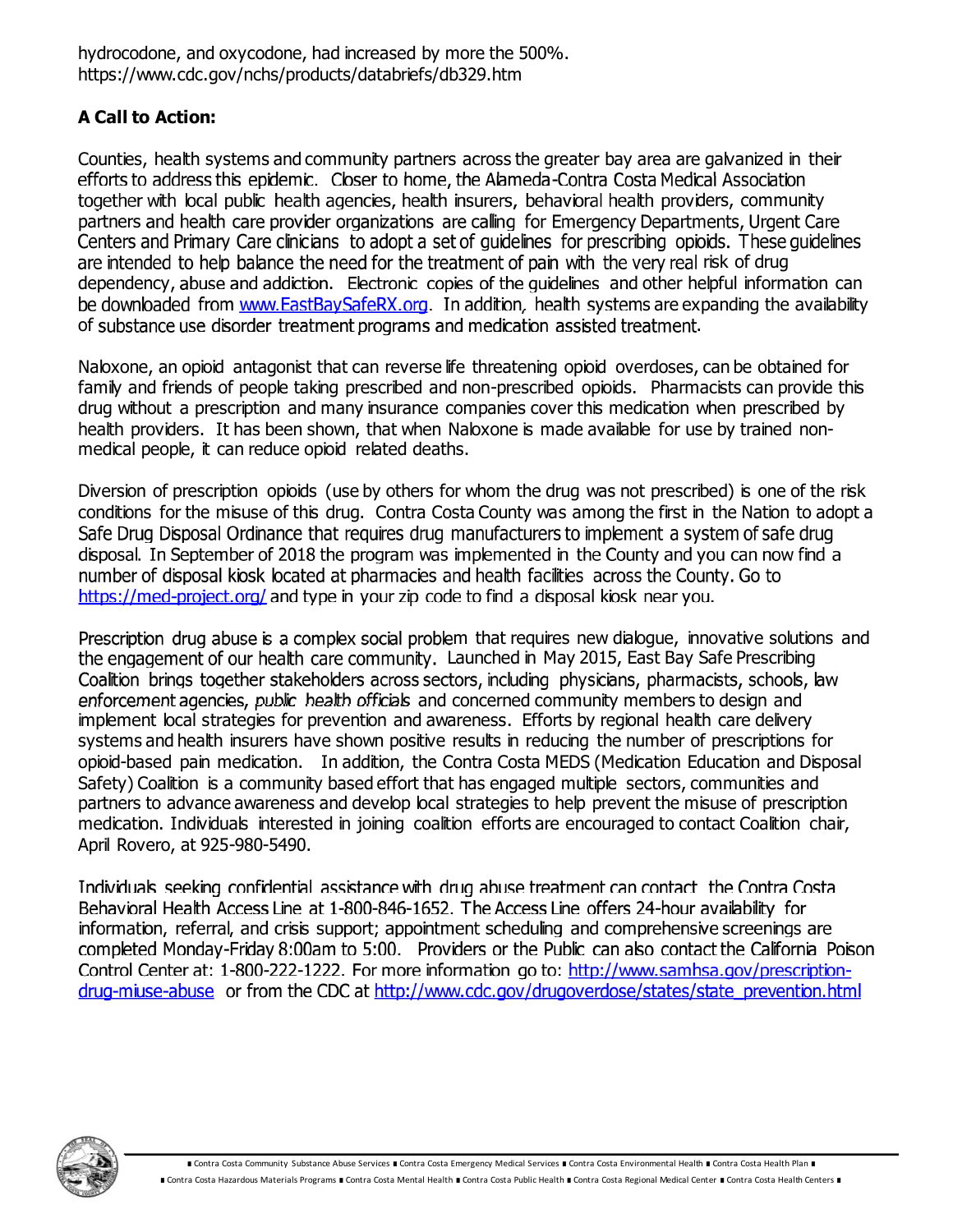hydrocodone, and oxycodone, had increased by more the 500%. https://www.cdc.gov/nchs/products/databriefs/db329.htm

**A Call to Action:**

Counties, health systems and community partners across the greater bay area are galvanized in their efforts to address this epidemic. Closer to home, the Alameda-Contra Costa Medical Association together with local public health agencies, health insurers, behavioral health providers, community partners and health care provider organizations are calling for Emergency Departments, Urgent Care Centers and Primary Care clinicians to adopt a set of guidelines for prescribing opioids. These guidelines are intended to help balance the need for the treatment of pain with the very real risk of drug dependency, abuse and addiction. Electronic copies of the guidelines and other helpful information can be downloaded from [www.EastBaySafeRX.org](www.EastBaySafeRX.org). In addition, health systems are expanding the availability of substance use disorder treatment programs and medication assisted treatment.

Naloxone, an opioid antagonist that can reverse life threatening opioid overdoses, can be obtained for family and friends of people taking prescribed and non-prescribed opioids. Pharmacists can provide this drug without a prescription and many insurance companies cover this medication when prescribed by health providers. It has been shown, that when Naloxone is made available for use by trained non-medical people, it can reduce opioid related deaths.

Diversion of prescription opioids (use by others for whom the drug was not prescribed) is one of the risk conditions for the misuse of this drug. Contra Costa County was among the first in the Nation to adopt a Safe Drug Disposal Ordinance that requires drug manufacturers to implement a system of safe drug disposal. In September of 2018 the program was implemented in the County and you can now find a number of disposal kiosk located at pharmacies and health facilities across the County. Go to [https://med-project.org/](https://med-project.org/) and type in your zip code to find a disposal kiosk near you.

Prescription drug abuse is a complex social problem that requires new dialogue, innovative solutions and the engagement of our health care community. Launched in May 2015, East Bay Safe Prescribing Coalition brings together stakeholders across sectors, including physicians, pharmacists, schools, law enforcement agencies, *public health officials* and concerned community members to design and implement local strategies for prevention and awareness. Efforts by regional health care delivery systems and health insurers have shown positive results in reducing the number of prescriptions for opioid-based pain medication. In addition, the Contra Costa MEDS (Medication Education and Disposal Safety) Coalition is a community based effort that has engaged multiple sectors, communities and partners to advance awareness and develop local strategies to help prevent the misuse of prescription medication. Individuals interested in joining coalition efforts are encouraged to contact Coalition chair, April Rovero, at 925-980-5490.

Individuals seeking confidential assistance with drug abuse treatment can contact the Contra Costa Behavioral Health Access Line at 1-800-846-1652. The Access Line offers 24-hour availability for information, referral, and crisis support; appointment scheduling and comprehensive screenings are completed Monday-Friday 8:00am to 5:00. Providers or the Public can also contact the California Poison Control Center at: 1-800-222-1222. For more information go to: [http://www.samhsa.gov/prescription-drug-miuse-abuse](http://www.samhsa.gov/prescription-drug-miuse-abuse) or from the CDC at [http://www.cdc.gov/drugoverdose/states/state_prevention.html](http://www.cdc.gov/drugoverdose/states/state_prevention.html)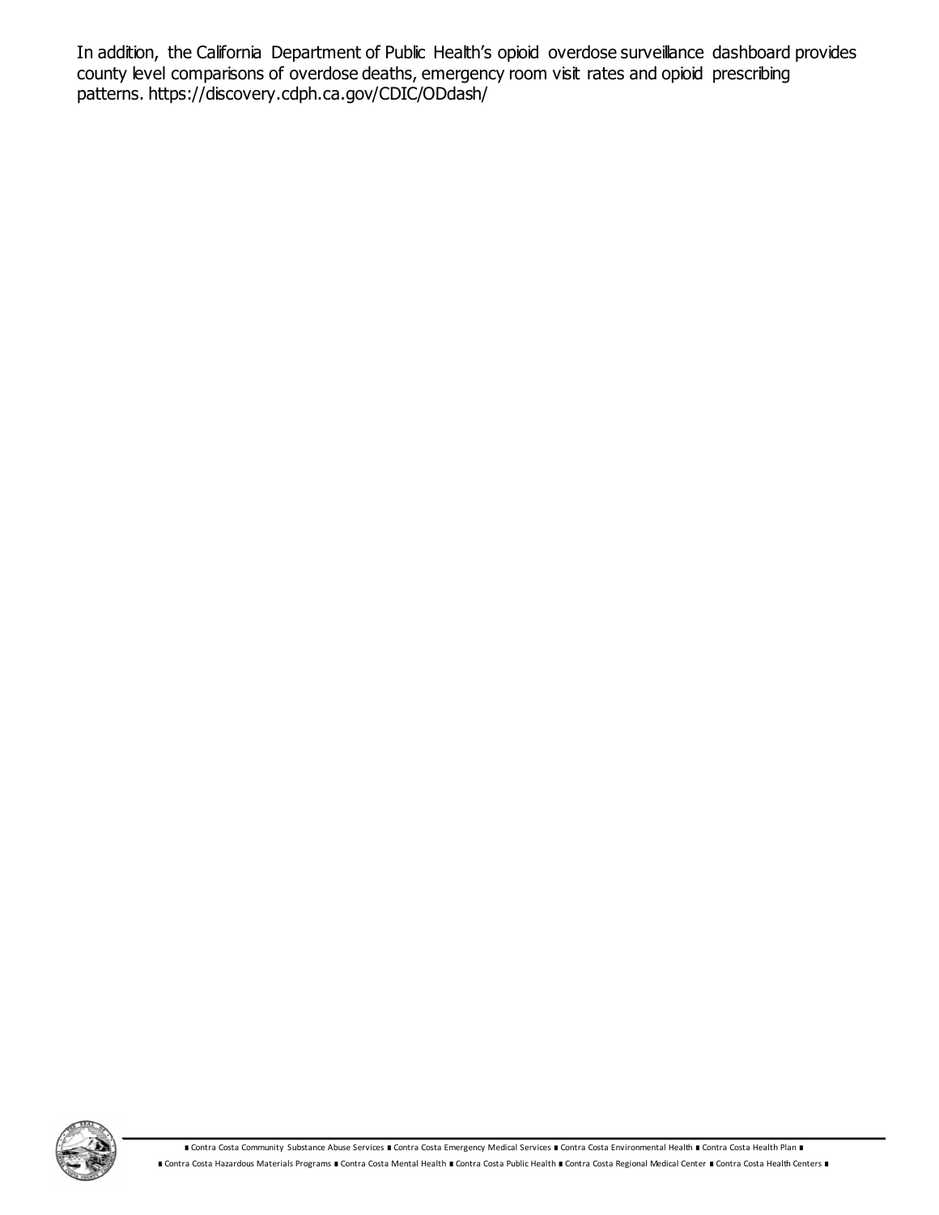In addition, the California Department of Public Health's opioid overdose surveillance dashboard provides county level comparisons of overdose deaths, emergency room visit rates and opioid prescribing patterns. https://discovery.cdph.ca.gov/CDIC/ODdash/